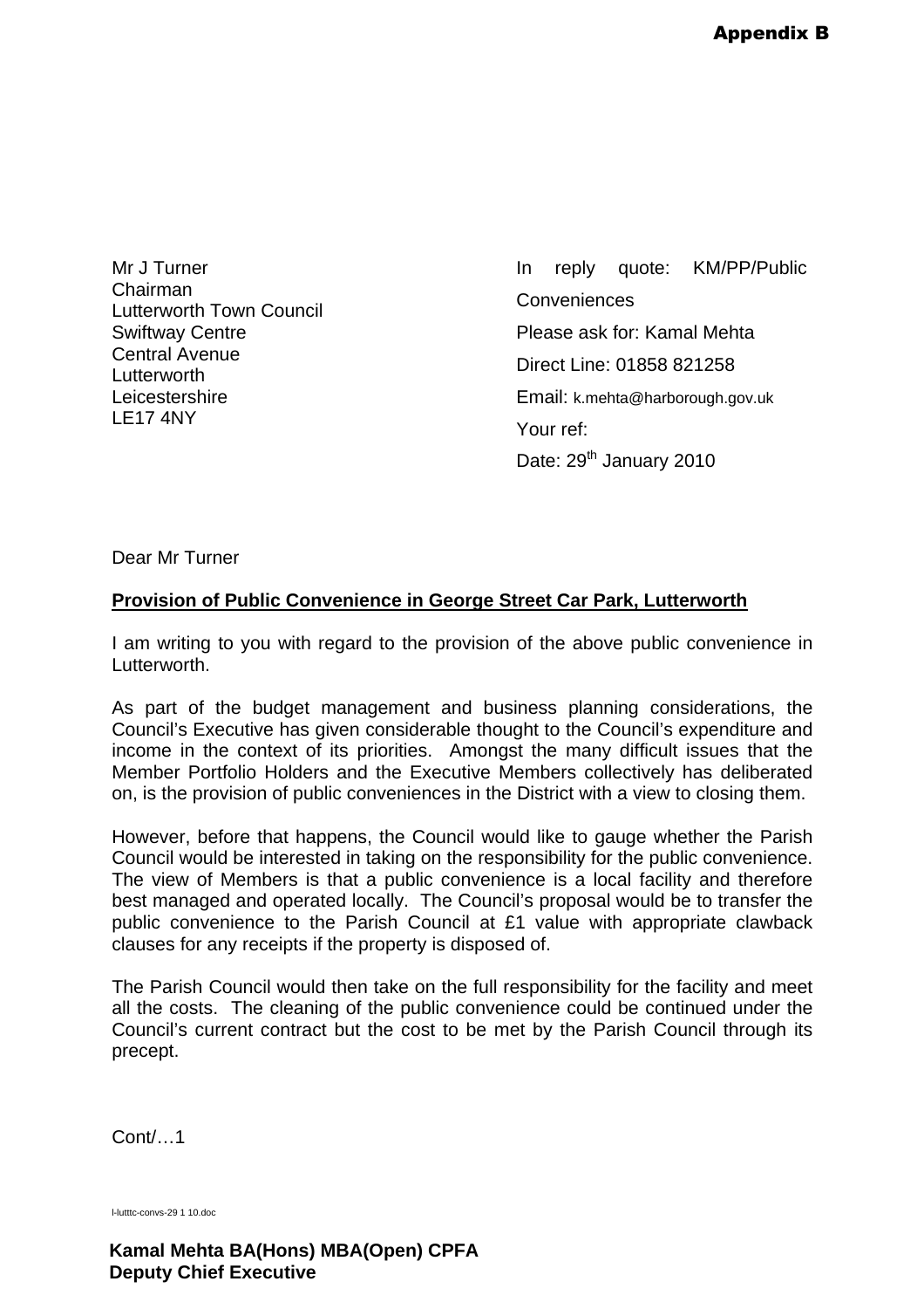**Appendix B**

Mr J Turner
Chairman
Lutterworth Town Council
Swiftway Centre
Central Avenue
Lutterworth
Leicestershire
LE17 4NY

In reply quote: KM/PP/Public Conveniences
Please ask for: Kamal Mehta
Direct Line: 01858 821258
Email: k.mehta@harborough.gov.uk
Your ref:
Date: 29th January 2010

Dear Mr Turner

**Provision of Public Convenience in George Street Car Park, Lutterworth**

I am writing to you with regard to the provision of the above public convenience in Lutterworth.

As part of the budget management and business planning considerations, the Council's Executive has given considerable thought to the Council's expenditure and income in the context of its priorities. Amongst the many difficult issues that the Member Portfolio Holders and the Executive Members collectively has deliberated on, is the provision of public conveniences in the District with a view to closing them.

However, before that happens, the Council would like to gauge whether the Parish Council would be interested in taking on the responsibility for the public convenience. The view of Members is that a public convenience is a local facility and therefore best managed and operated locally. The Council's proposal would be to transfer the public convenience to the Parish Council at £1 value with appropriate clawback clauses for any receipts if the property is disposed of.

The Parish Council would then take on the full responsibility for the facility and meet all the costs. The cleaning of the public convenience could be continued under the Council's current contract but the cost to be met by the Parish Council through its precept.

Cont/…1

l-lutttc-convs-29 1 10.doc

**Kamal Mehta BA(Hons) MBA(Open) CPFA**
**Deputy Chief Executive**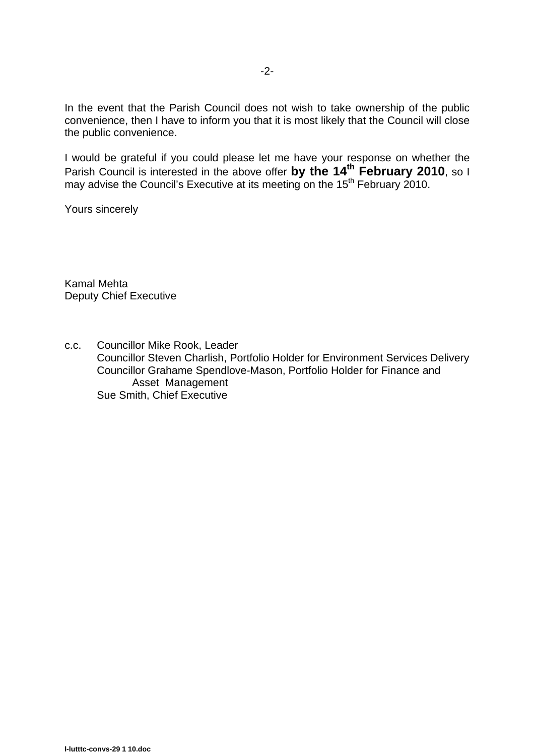In the event that the Parish Council does not wish to take ownership of the public convenience, then I have to inform you that it is most likely that the Council will close the public convenience.

I would be grateful if you could please let me have your response on whether the Parish Council is interested in the above offer **by the 14th February 2010**, so I may advise the Council's Executive at its meeting on the 15th February 2010.

Yours sincerely

Kamal Mehta
Deputy Chief Executive

c.c. Councillor Mike Rook, Leader
Councillor Steven Charlish, Portfolio Holder for Environment Services Delivery
Councillor Grahame Spendlove-Mason, Portfolio Holder for Finance and Asset Management
Sue Smith, Chief Executive

**l-lutttc-convs-29 1 10.doc**